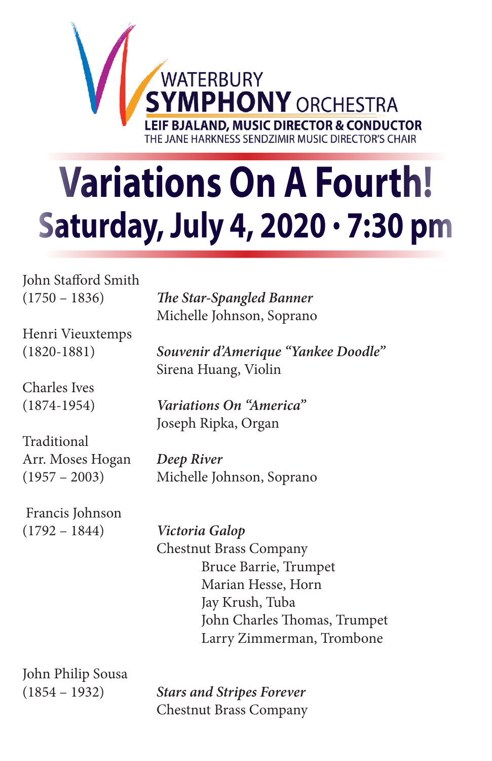WATERBURY
**SYMPHONY** ORCHESTRA
**LEIF BJALAND, MUSIC DIRECTOR & CONDUCTOR**
THE JANE HARKNESS SENDZIMIR MUSIC DIRECTOR'S CHAIR

# Variations On A Fourth!

## Saturday, July 4, 2020 · 7:30 pm

John Stafford Smith
(1750 – 1836)

***The Star-Spangled Banner***
Michelle Johnson, Soprano

Henri Vieuxtemps
(1820-1881)

***Souvenir d'Amerique "Yankee Doodle"***
Sirena Huang, Violin

Charles Ives
(1874-1954)

***Variations On "America"***
Joseph Ripka, Organ

Traditional
Arr. Moses Hogan
(1957 – 2003)

***Deep River***
Michelle Johnson, Soprano

Francis Johnson
(1792 – 1844)

***Victoria Galop***
Chestnut Brass Company
- Bruce Barrie, Trumpet
- Marian Hesse, Horn
- Jay Krush, Tuba
- John Charles Thomas, Trumpet
- Larry Zimmerman, Trombone

John Philip Sousa
(1854 – 1932)

***Stars and Stripes Forever***
Chestnut Brass Company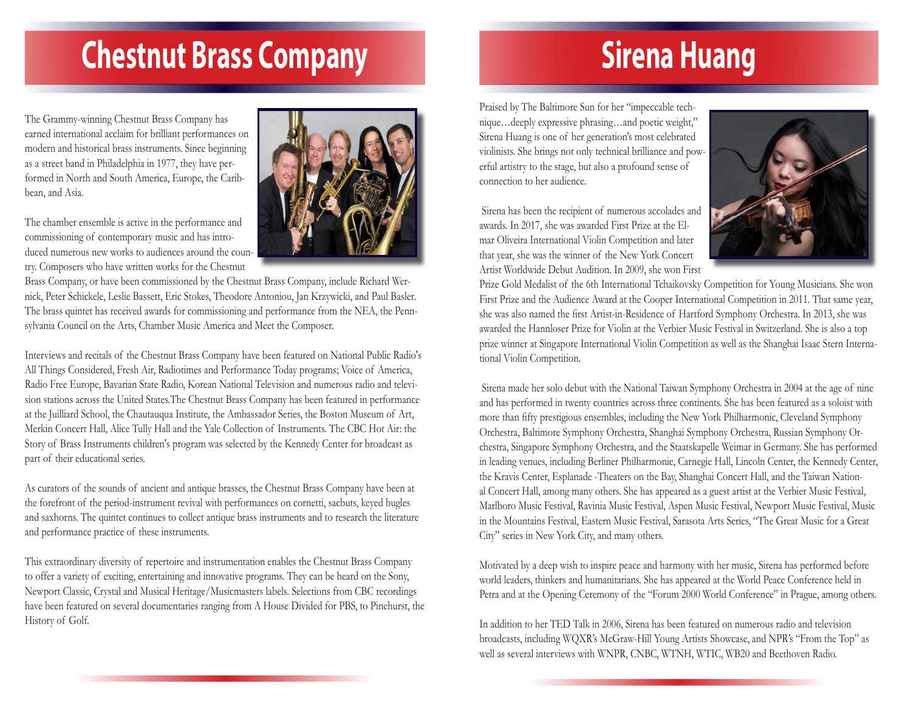# Chestnut Brass Company

The Grammy-winning Chestnut Brass Company has earned international acclaim for brilliant performances on modern and historical brass instruments. Since beginning as a street band in Philadelphia in 1977, they have performed in North and South America, Europe, the Caribbean, and Asia.

The chamber ensemble is active in the performance and commissioning of contemporary music and has introduced numerous new works to audiences around the country. Composers who have written works for the Chestnut Brass Company, or have been commissioned by the Chestnut Brass Company, include Richard Wernick, Peter Schickele, Leslie Bassett, Eric Stokes, Theodore Antoniou, Jan Krzywicki, and Paul Basler. The brass quintet has received awards for commissioning and performance from the NEA, the Pennsylvania Council on the Arts, Chamber Music America and Meet the Composer.

Interviews and recitals of the Chestnut Brass Company have been featured on National Public Radio's All Things Considered, Fresh Air, Radiotimes and Performance Today programs; Voice of America, Radio Free Europe, Bavarian State Radio, Korean National Television and numerous radio and television stations across the United States.The Chestnut Brass Company has been featured in performance at the Juilliard School, the Chautauqua Institute, the Ambassador Series, the Boston Museum of Art, Merkin Concert Hall, Alice Tully Hall and the Yale Collection of Instruments. The CBC Hot Air: the Story of Brass Instruments children's program was selected by the Kennedy Center for broadcast as part of their educational series.

As curators of the sounds of ancient and antique brasses, the Chestnut Brass Company have been at the forefront of the period-instrument revival with performances on cornetti, sacbuts, keyed bugles and saxhorns. The quintet continues to collect antique brass instruments and to research the literature and performance practice of these instruments.

This extraordinary diversity of repertoire and instrumentation enables the Chestnut Brass Company to offer a variety of exciting, entertaining and innovative programs. They can be heard on the Sony, Newport Classic, Crystal and Musical Heritage/Musicmasters labels. Selections from CBC recordings have been featured on several documentaries ranging from A House Divided for PBS, to Pinehurst, the History of Golf.

# Sirena Huang

Praised by The Baltimore Sun for her "impeccable technique…deeply expressive phrasing…and poetic weight," Sirena Huang is one of her generation's most celebrated violinists. She brings not only technical brilliance and powerful artistry to the stage, but also a profound sense of connection to her audience.

Sirena has been the recipient of numerous accolades and awards. In 2017, she was awarded First Prize at the Elmar Oliveira International Violin Competition and later that year, she was the winner of the New York Concert Artist Worldwide Debut Audition. In 2009, she won First Prize Gold Medalist of the 6th International Tchaikovsky Competition for Young Musicians. She won First Prize and the Audience Award at the Cooper International Competition in 2011. That same year, she was also named the first Artist-in-Residence of Hartford Symphony Orchestra. In 2013, she was awarded the Hannloser Prize for Violin at the Verbier Music Festival in Switzerland. She is also a top prize winner at Singapore International Violin Competition as well as the Shanghai Isaac Stern International Violin Competition.

Sirena made her solo debut with the National Taiwan Symphony Orchestra in 2004 at the age of nine and has performed in twenty countries across three continents. She has been featured as a soloist with more than fifty prestigious ensembles, including the New York Philharmonic, Cleveland Symphony Orchestra, Baltimore Symphony Orchestra, Shanghai Symphony Orchestra, Russian Symphony Orchestra, Singapore Symphony Orchestra, and the Staatskapelle Weimar in Germany. She has performed in leading venues, including Berliner Philharmonie, Carnegie Hall, Lincoln Center, the Kennedy Center, the Kravis Center, Esplanade -Theaters on the Bay, Shanghai Concert Hall, and the Taiwan National Concert Hall, among many others. She has appeared as a guest artist at the Verbier Music Festival, Marlboro Music Festival, Ravinia Music Festival, Aspen Music Festival, Newport Music Festival, Music in the Mountains Festival, Eastern Music Festival, Sarasota Arts Series, "The Great Music for a Great City" series in New York City, and many others.

Motivated by a deep wish to inspire peace and harmony with her music, Sirena has performed before world leaders, thinkers and humanitarians. She has appeared at the World Peace Conference held in Petra and at the Opening Ceremony of the "Forum 2000 World Conference" in Prague, among others.

In addition to her TED Talk in 2006, Sirena has been featured on numerous radio and television broadcasts, including WQXR's McGraw-Hill Young Artists Showcase, and NPR's "From the Top" as well as several interviews with WNPR, CNBC, WTNH, WTIC, WB20 and Beethoven Radio.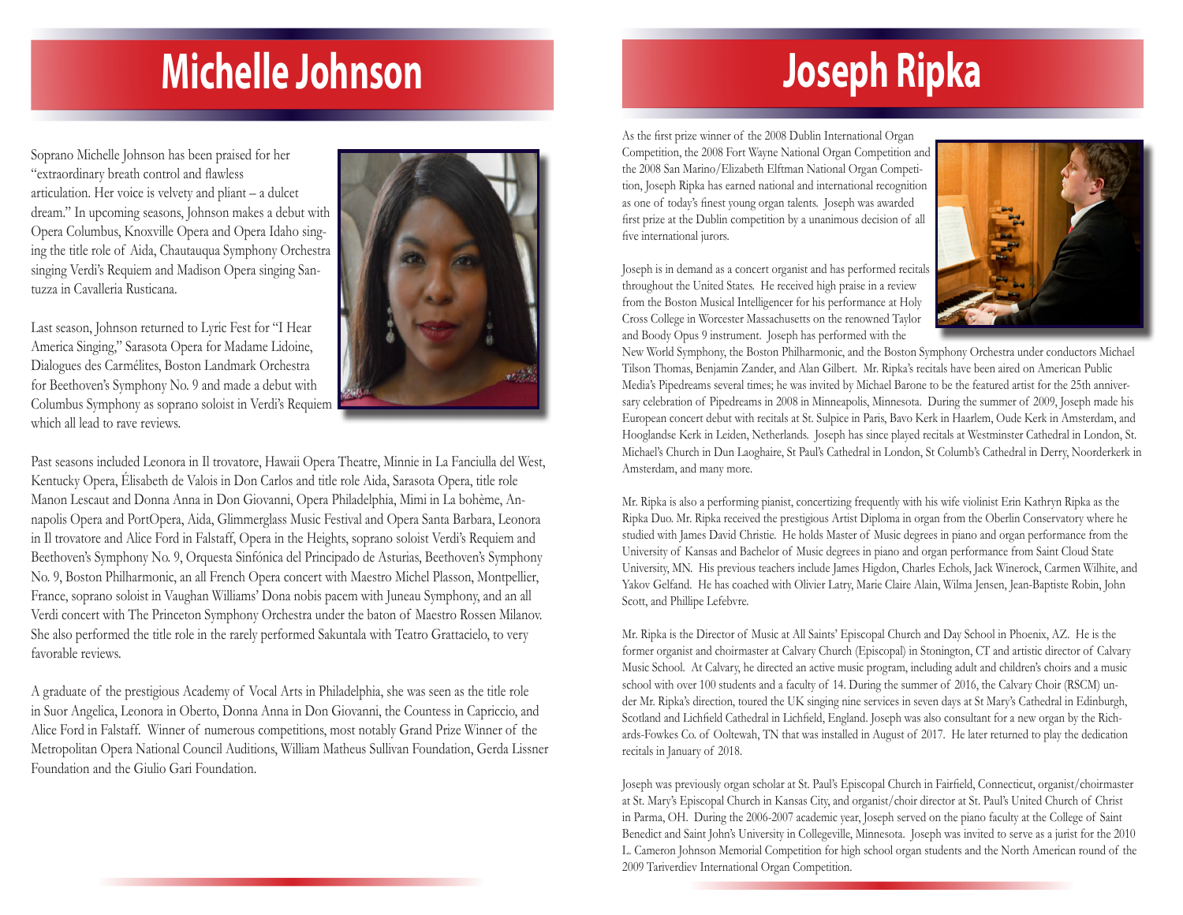# Michelle Johnson

Soprano Michelle Johnson has been praised for her "extraordinary breath control and flawless articulation. Her voice is velvety and pliant – a dulcet dream." In upcoming seasons, Johnson makes a debut with Opera Columbus, Knoxville Opera and Opera Idaho singing the title role of Aida, Chautauqua Symphony Orchestra singing Verdi's Requiem and Madison Opera singing Santuzza in Cavalleria Rusticana.

Last season, Johnson returned to Lyric Fest for "I Hear America Singing," Sarasota Opera for Madame Lidoine, Dialogues des Carmélites, Boston Landmark Orchestra for Beethoven's Symphony No. 9 and made a debut with Columbus Symphony as soprano soloist in Verdi's Requiem which all lead to rave reviews.

Past seasons included Leonora in Il trovatore, Hawaii Opera Theatre, Minnie in La Fanciulla del West, Kentucky Opera, Élisabeth de Valois in Don Carlos and title role Aida, Sarasota Opera, title role Manon Lescaut and Donna Anna in Don Giovanni, Opera Philadelphia, Mimi in La bohème, Annapolis Opera and PortOpera, Aida, Glimmerglass Music Festival and Opera Santa Barbara, Leonora in Il trovatore and Alice Ford in Falstaff, Opera in the Heights, soprano soloist Verdi's Requiem and Beethoven's Symphony No. 9, Orquesta Sinfónica del Principado de Asturias, Beethoven's Symphony No. 9, Boston Philharmonic, an all French Opera concert with Maestro Michel Plasson, Montpellier, France, soprano soloist in Vaughan Williams' Dona nobis pacem with Juneau Symphony, and an all Verdi concert with The Princeton Symphony Orchestra under the baton of Maestro Rossen Milanov. She also performed the title role in the rarely performed Sakuntala with Teatro Grattacielo, to very favorable reviews.

A graduate of the prestigious Academy of Vocal Arts in Philadelphia, she was seen as the title role in Suor Angelica, Leonora in Oberto, Donna Anna in Don Giovanni, the Countess in Capriccio, and Alice Ford in Falstaff. Winner of numerous competitions, most notably Grand Prize Winner of the Metropolitan Opera National Council Auditions, William Matheus Sullivan Foundation, Gerda Lissner Foundation and the Giulio Gari Foundation.

# Joseph Ripka

As the first prize winner of the 2008 Dublin International Organ Competition, the 2008 Fort Wayne National Organ Competition and the 2008 San Marino/Elizabeth Elftman National Organ Competition, Joseph Ripka has earned national and international recognition as one of today's finest young organ talents. Joseph was awarded first prize at the Dublin competition by a unanimous decision of all five international jurors.

Joseph is in demand as a concert organist and has performed recitals throughout the United States. He received high praise in a review from the Boston Musical Intelligencer for his performance at Holy Cross College in Worcester Massachusetts on the renowned Taylor and Boody Opus 9 instrument. Joseph has performed with the New World Symphony, the Boston Philharmonic, and the Boston Symphony Orchestra under conductors Michael Tilson Thomas, Benjamin Zander, and Alan Gilbert. Mr. Ripka's recitals have been aired on American Public Media's Pipedreams several times; he was invited by Michael Barone to be the featured artist for the 25th anniversary celebration of Pipedreams in 2008 in Minneapolis, Minnesota. During the summer of 2009, Joseph made his European concert debut with recitals at St. Sulpice in Paris, Bavo Kerk in Haarlem, Oude Kerk in Amsterdam, and Hooglandse Kerk in Leiden, Netherlands. Joseph has since played recitals at Westminster Cathedral in London, St. Michael's Church in Dun Laoghaire, St Paul's Cathedral in London, St Columb's Cathedral in Derry, Noorderkerk in Amsterdam, and many more.

Mr. Ripka is also a performing pianist, concertizing frequently with his wife violinist Erin Kathryn Ripka as the Ripka Duo. Mr. Ripka received the prestigious Artist Diploma in organ from the Oberlin Conservatory where he studied with James David Christie. He holds Master of Music degrees in piano and organ performance from the University of Kansas and Bachelor of Music degrees in piano and organ performance from Saint Cloud State University, MN. His previous teachers include James Higdon, Charles Echols, Jack Winerock, Carmen Wilhite, and Yakov Gelfand. He has coached with Olivier Latry, Marie Claire Alain, Wilma Jensen, Jean-Baptiste Robin, John Scott, and Phillipe Lefebvre.

Mr. Ripka is the Director of Music at All Saints' Episcopal Church and Day School in Phoenix, AZ. He is the former organist and choirmaster at Calvary Church (Episcopal) in Stonington, CT and artistic director of Calvary Music School. At Calvary, he directed an active music program, including adult and children's choirs and a music school with over 100 students and a faculty of 14. During the summer of 2016, the Calvary Choir (RSCM) under Mr. Ripka's direction, toured the UK singing nine services in seven days at St Mary's Cathedral in Edinburgh, Scotland and Lichfield Cathedral in Lichfield, England. Joseph was also consultant for a new organ by the Richards-Fowkes Co. of Ooltewah, TN that was installed in August of 2017. He later returned to play the dedication recitals in January of 2018.

Joseph was previously organ scholar at St. Paul's Episcopal Church in Fairfield, Connecticut, organist/choirmaster at St. Mary's Episcopal Church in Kansas City, and organist/choir director at St. Paul's United Church of Christ in Parma, OH. During the 2006-2007 academic year, Joseph served on the piano faculty at the College of Saint Benedict and Saint John's University in Collegeville, Minnesota. Joseph was invited to serve as a jurist for the 2010 L. Cameron Johnson Memorial Competition for high school organ students and the North American round of the 2009 Tariverdiev International Organ Competition.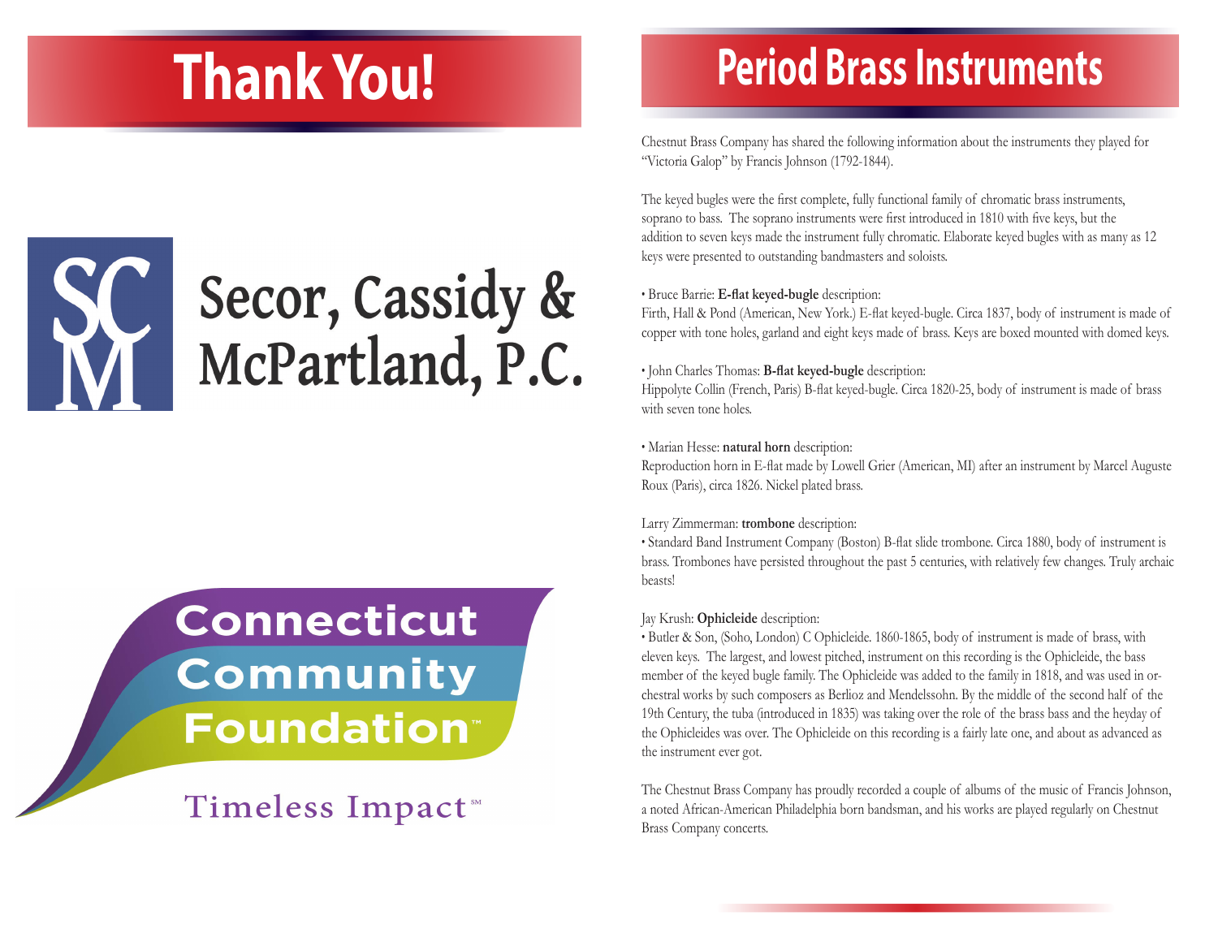# Thank You!

Secor, Cassidy & McPartland, P.C.

Connecticut Community Foundation™

Timeless Impact℠

# Period Brass Instruments

Chestnut Brass Company has shared the following information about the instruments they played for "Victoria Galop" by Francis Johnson (1792-1844).

The keyed bugles were the first complete, fully functional family of chromatic brass instruments, soprano to bass. The soprano instruments were first introduced in 1810 with five keys, but the addition to seven keys made the instrument fully chromatic. Elaborate keyed bugles with as many as 12 keys were presented to outstanding bandmasters and soloists.

• Bruce Barrie: **E-flat keyed-bugle** description:
Firth, Hall & Pond (American, New York.) E-flat keyed-bugle. Circa 1837, body of instrument is made of copper with tone holes, garland and eight keys made of brass. Keys are boxed mounted with domed keys.

• John Charles Thomas: **B-flat keyed-bugle** description:
Hippolyte Collin (French, Paris) B-flat keyed-bugle. Circa 1820-25, body of instrument is made of brass with seven tone holes.

• Marian Hesse: **natural horn** description:
Reproduction horn in E-flat made by Lowell Grier (American, MI) after an instrument by Marcel Auguste Roux (Paris), circa 1826. Nickel plated brass.

Larry Zimmerman: **trombone** description:
• Standard Band Instrument Company (Boston) B-flat slide trombone. Circa 1880, body of instrument is brass. Trombones have persisted throughout the past 5 centuries, with relatively few changes. Truly archaic beasts!

Jay Krush: **Ophicleide** description:
• Butler & Son, (Soho, London) C Ophicleide. 1860-1865, body of instrument is made of brass, with eleven keys. The largest, and lowest pitched, instrument on this recording is the Ophicleide, the bass member of the keyed bugle family. The Ophicleide was added to the family in 1818, and was used in orchestral works by such composers as Berlioz and Mendelssohn. By the middle of the second half of the 19th Century, the tuba (introduced in 1835) was taking over the role of the brass bass and the heyday of the Ophicleides was over. The Ophicleide on this recording is a fairly late one, and about as advanced as the instrument ever got.

The Chestnut Brass Company has proudly recorded a couple of albums of the music of Francis Johnson, a noted African-American Philadelphia born bandsman, and his works are played regularly on Chestnut Brass Company concerts.